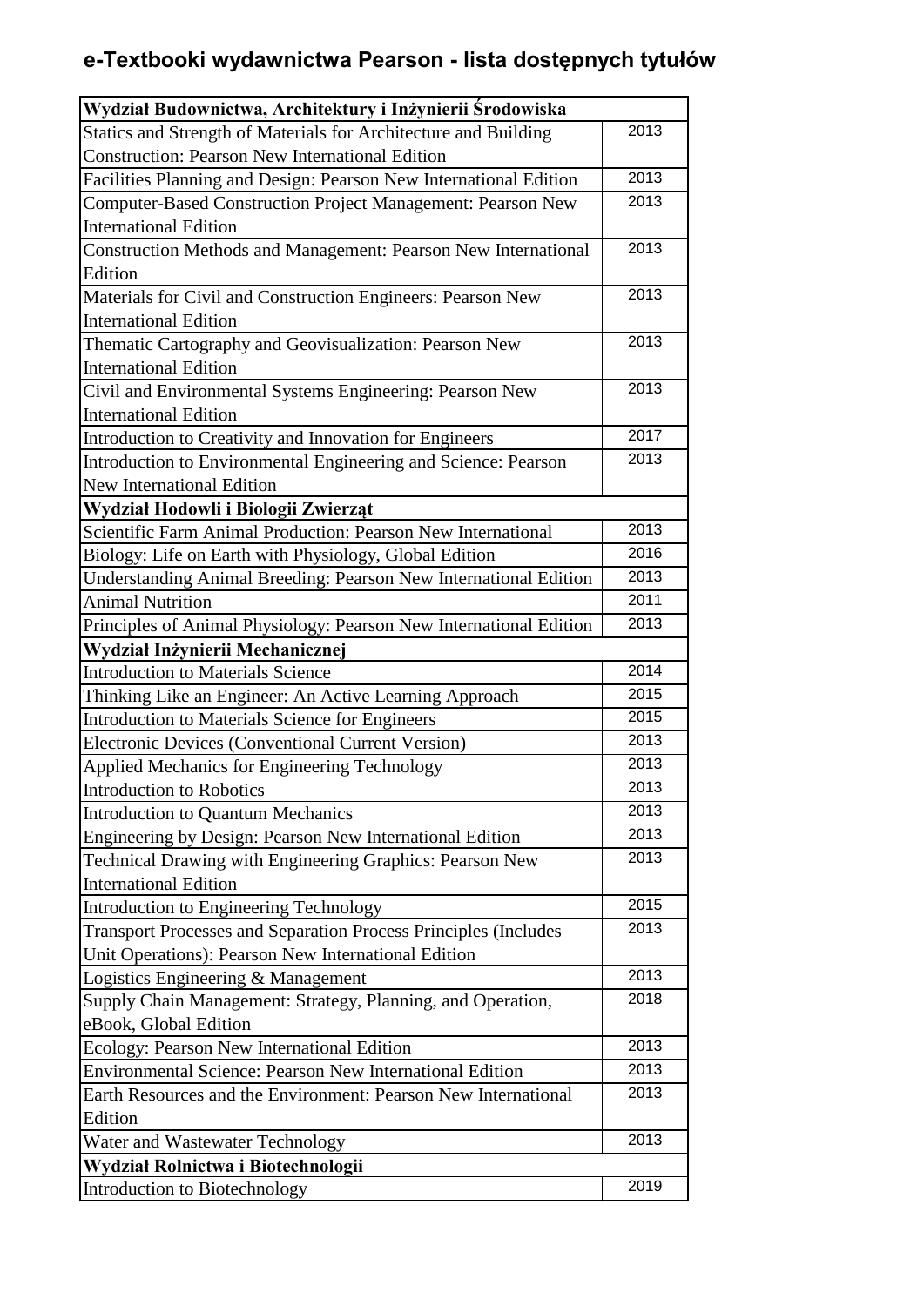# e-Textbooki wydawnictwa Pearson - lista dostępnych tytułów

| **Wydział Budownictwa, Architektury i Inżynierii Środowiska** | |
|---|---|
| Statics and Strength of Materials for Architecture and Building Construction: Pearson New International Edition | 2013 |
| Facilities Planning and Design: Pearson New International Edition | 2013 |
| Computer-Based Construction Project Management: Pearson New International Edition | 2013 |
| Construction Methods and Management: Pearson New International Edition | 2013 |
| Materials for Civil and Construction Engineers: Pearson New International Edition | 2013 |
| Thematic Cartography and Geovisualization: Pearson New International Edition | 2013 |
| Civil and Environmental Systems Engineering: Pearson New International Edition | 2013 |
| Introduction to Creativity and Innovation for Engineers | 2017 |
| Introduction to Environmental Engineering and Science: Pearson New International Edition | 2013 |
| **Wydział Hodowli i Biologii Zwierząt** | |
| Scientific Farm Animal Production: Pearson New International | 2013 |
| Biology: Life on Earth with Physiology, Global Edition | 2016 |
| Understanding Animal Breeding: Pearson New International Edition | 2013 |
| Animal Nutrition | 2011 |
| Principles of Animal Physiology: Pearson New International Edition | 2013 |
| **Wydział Inżynierii Mechanicznej** | |
| Introduction to Materials Science | 2014 |
| Thinking Like an Engineer: An Active Learning Approach | 2015 |
| Introduction to Materials Science for Engineers | 2015 |
| Electronic Devices (Conventional Current Version) | 2013 |
| Applied Mechanics for Engineering Technology | 2013 |
| Introduction to Robotics | 2013 |
| Introduction to Quantum Mechanics | 2013 |
| Engineering by Design: Pearson New International Edition | 2013 |
| Technical Drawing with Engineering Graphics: Pearson New International Edition | 2013 |
| Introduction to Engineering Technology | 2015 |
| Transport Processes and Separation Process Principles (Includes Unit Operations): Pearson New International Edition | 2013 |
| Logistics Engineering & Management | 2013 |
| Supply Chain Management: Strategy, Planning, and Operation, eBook, Global Edition | 2018 |
| Ecology: Pearson New International Edition | 2013 |
| Environmental Science: Pearson New International Edition | 2013 |
| Earth Resources and the Environment: Pearson New International Edition | 2013 |
| Water and Wastewater Technology | 2013 |
| **Wydział Rolnictwa i Biotechnologii** | |
| Introduction to Biotechnology | 2019 |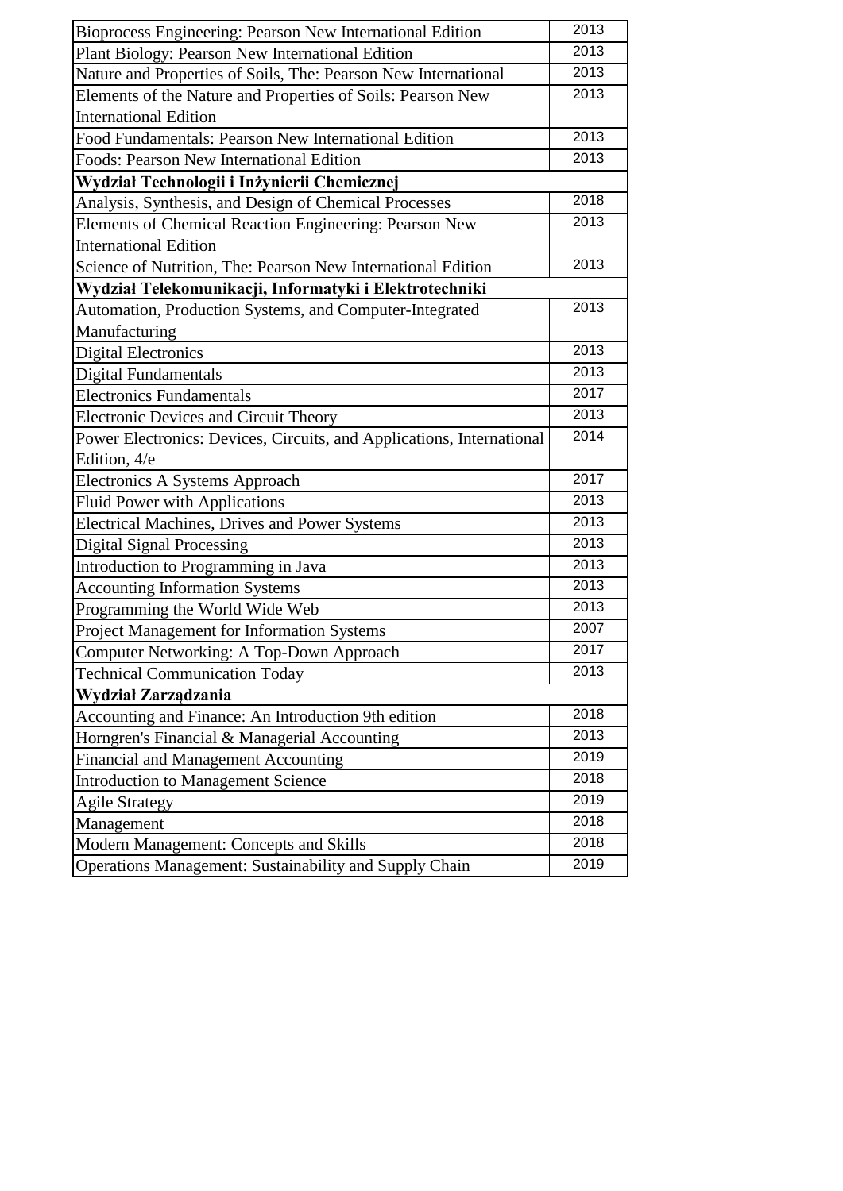| | |
|---|---|
| Bioprocess Engineering: Pearson New International Edition | 2013 |
| Plant Biology: Pearson New International Edition | 2013 |
| Nature and Properties of Soils, The: Pearson New International | 2013 |
| Elements of the Nature and Properties of Soils: Pearson New International Edition | 2013 |
| Food Fundamentals: Pearson New International Edition | 2013 |
| Foods: Pearson New International Edition | 2013 |
| **Wydział Technologii i Inżynierii Chemicznej** | |
| Analysis, Synthesis, and Design of Chemical Processes | 2018 |
| Elements of Chemical Reaction Engineering: Pearson New International Edition | 2013 |
| Science of Nutrition, The: Pearson New International Edition | 2013 |
| **Wydział Telekomunikacji, Informatyki i Elektrotechniki** | |
| Automation, Production Systems, and Computer-Integrated Manufacturing | 2013 |
| Digital Electronics | 2013 |
| Digital Fundamentals | 2013 |
| Electronics Fundamentals | 2017 |
| Electronic Devices and Circuit Theory | 2013 |
| Power Electronics: Devices, Circuits, and Applications, International Edition, 4/e | 2014 |
| Electronics A Systems Approach | 2017 |
| Fluid Power with Applications | 2013 |
| Electrical Machines, Drives and Power Systems | 2013 |
| Digital Signal Processing | 2013 |
| Introduction to Programming in Java | 2013 |
| Accounting Information Systems | 2013 |
| Programming the World Wide Web | 2013 |
| Project Management for Information Systems | 2007 |
| Computer Networking: A Top-Down Approach | 2017 |
| Technical Communication Today | 2013 |
| **Wydział Zarządzania** | |
| Accounting and Finance: An Introduction 9th edition | 2018 |
| Horngren's Financial & Managerial Accounting | 2013 |
| Financial and Management Accounting | 2019 |
| Introduction to Management Science | 2018 |
| Agile Strategy | 2019 |
| Management | 2018 |
| Modern Management: Concepts and Skills | 2018 |
| Operations Management: Sustainability and Supply Chain | 2019 |